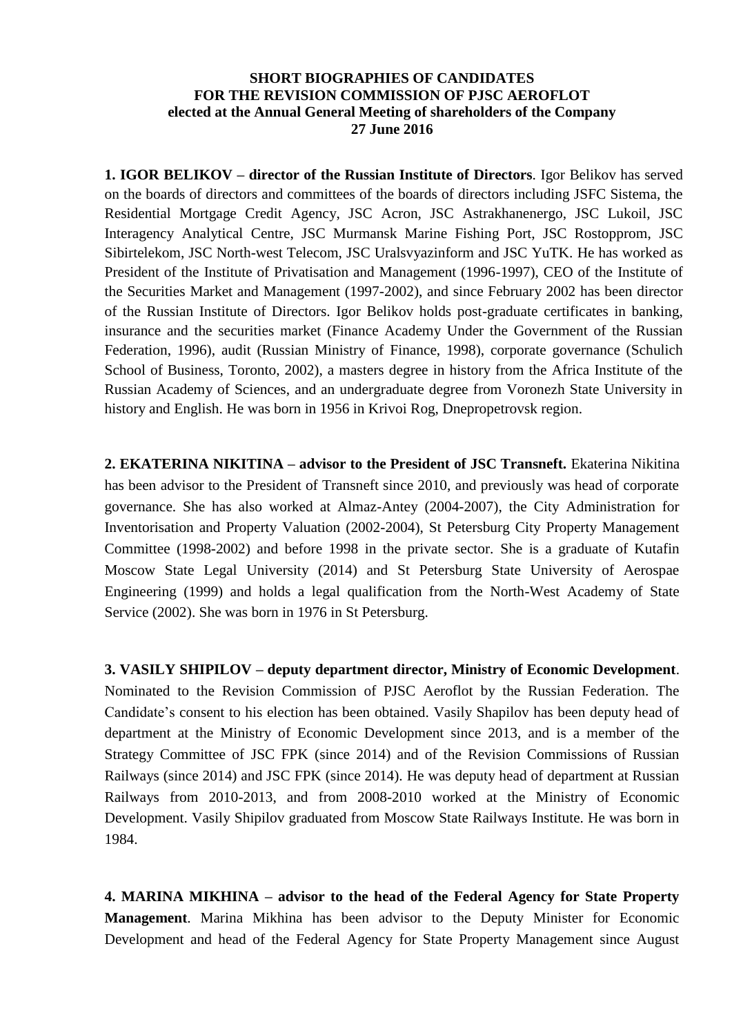**SHORT BIOGRAPHIES OF CANDIDATES**
**FOR THE REVISION COMMISSION OF PJSC AEROFLOT**
**elected at the Annual General Meeting of shareholders of the Company**
**27 June 2016**

**1. IGOR BELIKOV – director of the Russian Institute of Directors**. Igor Belikov has served on the boards of directors and committees of the boards of directors including JSFC Sistema, the Residential Mortgage Credit Agency, JSC Acron, JSC Astrakhanenergo, JSC Lukoil, JSC Interagency Analytical Centre, JSC Murmansk Marine Fishing Port, JSC Rostopprom, JSC Sibirtelekom, JSC North-west Telecom, JSC Uralsvyazinform and JSC YuTK. He has worked as President of the Institute of Privatisation and Management (1996-1997), CEO of the Institute of the Securities Market and Management (1997-2002), and since February 2002 has been director of the Russian Institute of Directors. Igor Belikov holds post-graduate certificates in banking, insurance and the securities market (Finance Academy Under the Government of the Russian Federation, 1996), audit (Russian Ministry of Finance, 1998), corporate governance (Schulich School of Business, Toronto, 2002), a masters degree in history from the Africa Institute of the Russian Academy of Sciences, and an undergraduate degree from Voronezh State University in history and English. He was born in 1956 in Krivoi Rog, Dnepropetrovsk region.

**2. EKATERINA NIKITINA – advisor to the President of JSC Transneft.** Ekaterina Nikitina has been advisor to the President of Transneft since 2010, and previously was head of corporate governance. She has also worked at Almaz-Antey (2004-2007), the City Administration for Inventorisation and Property Valuation (2002-2004), St Petersburg City Property Management Committee (1998-2002) and before 1998 in the private sector. She is a graduate of Kutafin Moscow State Legal University (2014) and St Petersburg State University of Aerospae Engineering (1999) and holds a legal qualification from the North-West Academy of State Service (2002). She was born in 1976 in St Petersburg.

**3. VASILY SHIPILOV – deputy department director, Ministry of Economic Development**. Nominated to the Revision Commission of PJSC Aeroflot by the Russian Federation. The Candidate's consent to his election has been obtained. Vasily Shapilov has been deputy head of department at the Ministry of Economic Development since 2013, and is a member of the Strategy Committee of JSC FPK (since 2014) and of the Revision Commissions of Russian Railways (since 2014) and JSC FPK (since 2014). He was deputy head of department at Russian Railways from 2010-2013, and from 2008-2010 worked at the Ministry of Economic Development. Vasily Shipilov graduated from Moscow State Railways Institute. He was born in 1984.

**4. MARINA MIKHINA – advisor to the head of the Federal Agency for State Property Management**. Marina Mikhina has been advisor to the Deputy Minister for Economic Development and head of the Federal Agency for State Property Management since August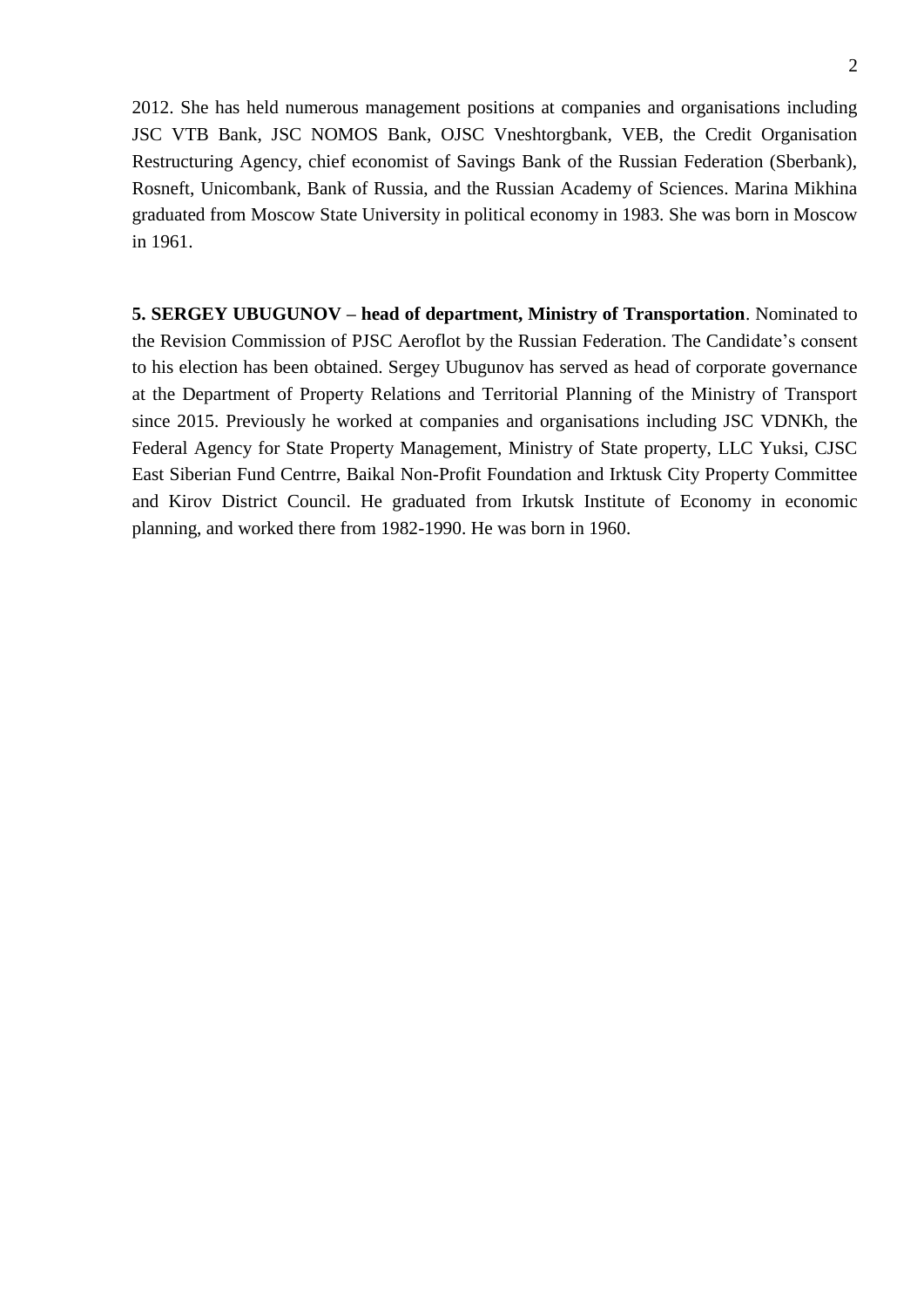2012. She has held numerous management positions at companies and organisations including JSC VTB Bank, JSC NOMOS Bank, OJSC Vneshtorgbank, VEB, the Credit Organisation Restructuring Agency, chief economist of Savings Bank of the Russian Federation (Sberbank), Rosneft, Unicombank, Bank of Russia, and the Russian Academy of Sciences. Marina Mikhina graduated from Moscow State University in political economy in 1983. She was born in Moscow in 1961.

**5. SERGEY UBUGUNOV – head of department, Ministry of Transportation**. Nominated to the Revision Commission of PJSC Aeroflot by the Russian Federation. The Candidate's consent to his election has been obtained. Sergey Ubugunov has served as head of corporate governance at the Department of Property Relations and Territorial Planning of the Ministry of Transport since 2015. Previously he worked at companies and organisations including JSC VDNKh, the Federal Agency for State Property Management, Ministry of State property, LLC Yuksi, CJSC East Siberian Fund Centrre, Baikal Non-Profit Foundation and Irktusk City Property Committee and Kirov District Council. He graduated from Irkutsk Institute of Economy in economic planning, and worked there from 1982-1990. He was born in 1960.